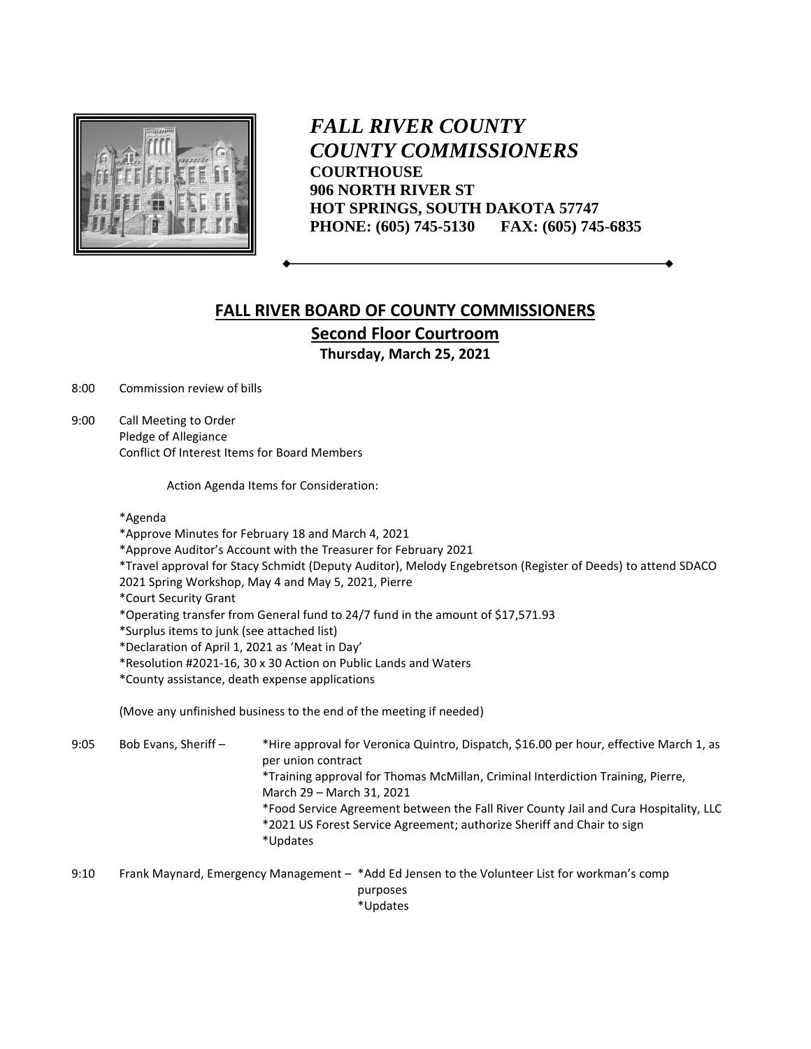*FALL RIVER COUNTY*
*COUNTY COMMISSIONERS*
**COURTHOUSE**
**906 NORTH RIVER ST**
**HOT SPRINGS, SOUTH DAKOTA 57747**
**PHONE: (605) 745-5130 FAX: (605) 745-6835**

## FALL RIVER BOARD OF COUNTY COMMISSIONERS

### Second Floor Courtroom

**Thursday, March 25, 2021**

8:00 Commission review of bills

9:00 Call Meeting to Order
Pledge of Allegiance
Conflict Of Interest Items for Board Members

Action Agenda Items for Consideration:

*Agenda
*Approve Minutes for February 18 and March 4, 2021
*Approve Auditor's Account with the Treasurer for February 2021
*Travel approval for Stacy Schmidt (Deputy Auditor), Melody Engebretson (Register of Deeds) to attend SDACO 2021 Spring Workshop, May 4 and May 5, 2021, Pierre
*Court Security Grant
*Operating transfer from General fund to 24/7 fund in the amount of $17,571.93
*Surplus items to junk (see attached list)
*Declaration of April 1, 2021 as 'Meat in Day'
*Resolution #2021-16, 30 x 30 Action on Public Lands and Waters
*County assistance, death expense applications

(Move any unfinished business to the end of the meeting if needed)

9:05 Bob Evans, Sheriff – *Hire approval for Veronica Quintro, Dispatch, $16.00 per hour, effective March 1, as per union contract
*Training approval for Thomas McMillan, Criminal Interdiction Training, Pierre, March 29 – March 31, 2021
*Food Service Agreement between the Fall River County Jail and Cura Hospitality, LLC
*2021 US Forest Service Agreement; authorize Sheriff and Chair to sign
*Updates

9:10 Frank Maynard, Emergency Management – *Add Ed Jensen to the Volunteer List for workman's comp purposes
*Updates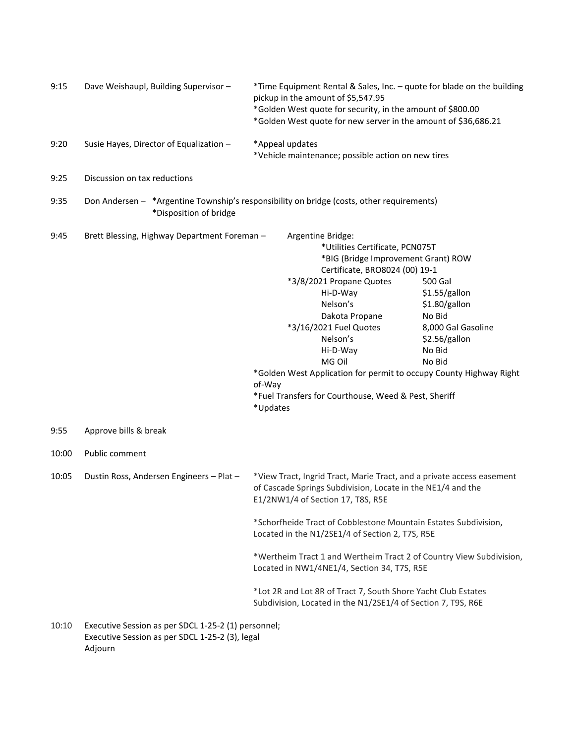9:15 Dave Weishaupl, Building Supervisor –

*Time Equipment Rental & Sales, Inc. – quote for blade on the building pickup in the amount of $5,547.95
*Golden West quote for security, in the amount of $800.00
*Golden West quote for new server in the amount of $36,686.21

9:20 Susie Hayes, Director of Equalization –

*Appeal updates
*Vehicle maintenance; possible action on new tires

9:25 Discussion on tax reductions

9:35 Don Andersen – *Argentine Township's responsibility on bridge (costs, other requirements)
*Disposition of bridge

9:45 Brett Blessing, Highway Department Foreman –

Argentine Bridge:
*Utilities Certificate, PCN075T
*BIG (Bridge Improvement Grant) ROW Certificate, BRO8024 (00) 19-1

| *3/8/2021 Propane Quotes | 500 Gal |
|---|---|
| Hi-D-Way | $1.55/gallon |
| Nelson's | $1.80/gallon |
| Dakota Propane | No Bid |

| *3/16/2021 Fuel Quotes | 8,000 Gal Gasoline |
|---|---|
| Nelson's | $2.56/gallon |
| Hi-D-Way | No Bid |
| MG Oil | No Bid |

*Golden West Application for permit to occupy County Highway Right of-Way
*Fuel Transfers for Courthouse, Weed & Pest, Sheriff
*Updates

9:55 Approve bills & break

10:00 Public comment

10:05 Dustin Ross, Andersen Engineers – Plat –

*View Tract, Ingrid Tract, Marie Tract, and a private access easement of Cascade Springs Subdivision, Locate in the NE1/4 and the E1/2NW1/4 of Section 17, T8S, R5E

*Schorfheide Tract of Cobblestone Mountain Estates Subdivision, Located in the N1/2SE1/4 of Section 2, T7S, R5E

*Wertheim Tract 1 and Wertheim Tract 2 of Country View Subdivision, Located in NW1/4NE1/4, Section 34, T7S, R5E

*Lot 2R and Lot 8R of Tract 7, South Shore Yacht Club Estates Subdivision, Located in the N1/2SE1/4 of Section 7, T9S, R6E

10:10 Executive Session as per SDCL 1-25-2 (1) personnel;
Executive Session as per SDCL 1-25-2 (3), legal
Adjourn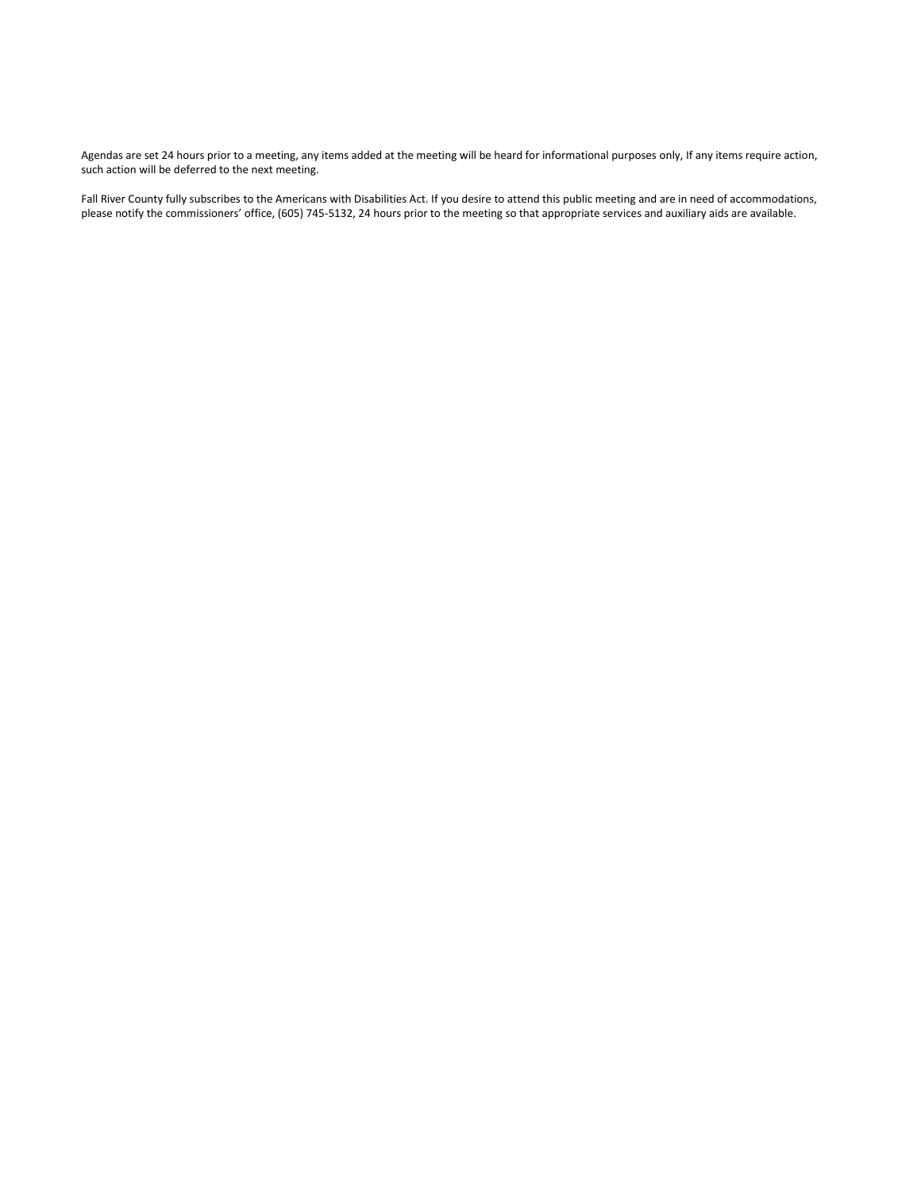Agendas are set 24 hours prior to a meeting, any items added at the meeting will be heard for informational purposes only, If any items require action, such action will be deferred to the next meeting.

Fall River County fully subscribes to the Americans with Disabilities Act. If you desire to attend this public meeting and are in need of accommodations, please notify the commissioners' office, (605) 745-5132, 24 hours prior to the meeting so that appropriate services and auxiliary aids are available.